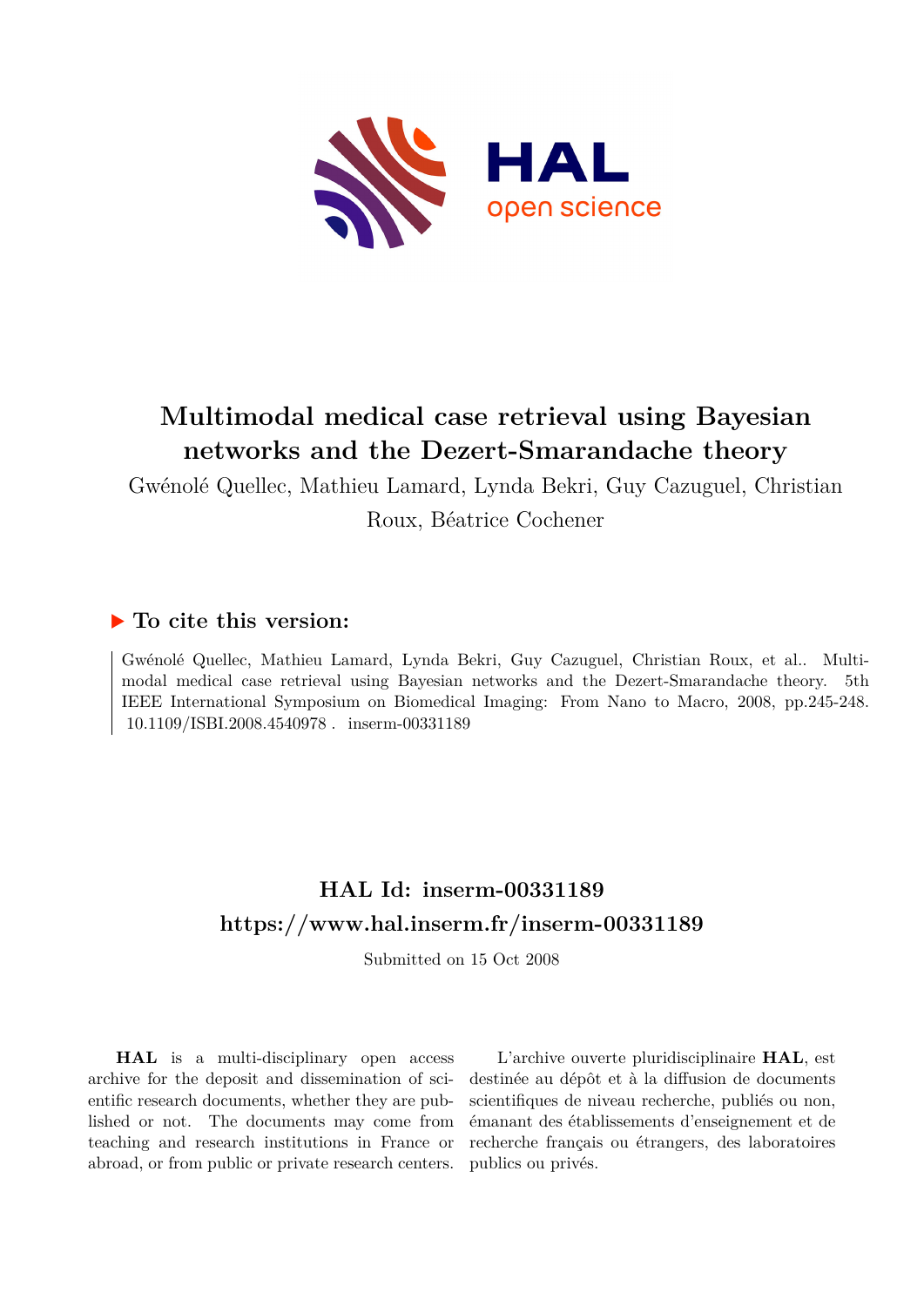# Multimodal medical case retrieval using Bayesian networks and the Dezert-Smarandache theory

Gwénolé Quellec, Mathieu Lamard, Lynda Bekri, Guy Cazuguel, Christian Roux, Béatrice Cochener

## ▶ To cite this version:

Gwénolé Quellec, Mathieu Lamard, Lynda Bekri, Guy Cazuguel, Christian Roux, et al.. Multimodal medical case retrieval using Bayesian networks and the Dezert-Smarandache theory. 5th IEEE International Symposium on Biomedical Imaging: From Nano to Macro, 2008, pp.245-248. 10.1109/ISBI.2008.4540978 . inserm-00331189

## HAL Id: inserm-00331189

## https://www.hal.inserm.fr/inserm-00331189

Submitted on 15 Oct 2008

**HAL** is a multi-disciplinary open access archive for the deposit and dissemination of scientific research documents, whether they are published or not. The documents may come from teaching and research institutions in France or abroad, or from public or private research centers.

L'archive ouverte pluridisciplinaire **HAL**, est destinée au dépôt et à la diffusion de documents scientifiques de niveau recherche, publiés ou non, émanant des établissements d'enseignement et de recherche français ou étrangers, des laboratoires publics ou privés.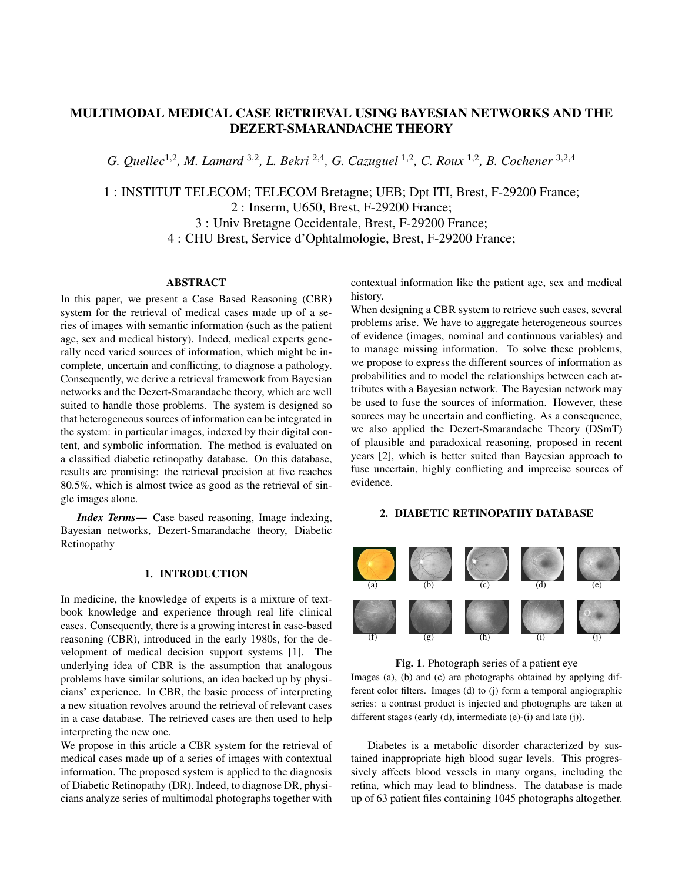# MULTIMODAL MEDICAL CASE RETRIEVAL USING BAYESIAN NETWORKS AND THE DEZERT-SMARANDACHE THEORY

*G. Quellec*[1,2], *M. Lamard*[3,2], *L. Bekri*[2,4], *G. Cazuguel*[1,2], *C. Roux*[1,2], *B. Cochener*[3,2,4]

1 : INSTITUT TELECOM; TELECOM Bretagne; UEB; Dpt ITI, Brest, F-29200 France;
2 : Inserm, U650, Brest, F-29200 France;
3 : Univ Bretagne Occidentale, Brest, F-29200 France;
4 : CHU Brest, Service d'Ophtalmologie, Brest, F-29200 France;

## ABSTRACT

In this paper, we present a Case Based Reasoning (CBR) system for the retrieval of medical cases made up of a series of images with semantic information (such as the patient age, sex and medical history). Indeed, medical experts generally need varied sources of information, which might be incomplete, uncertain and conflicting, to diagnose a pathology. Consequently, we derive a retrieval framework from Bayesian networks and the Dezert-Smarandache theory, which are well suited to handle those problems. The system is designed so that heterogeneous sources of information can be integrated in the system: in particular images, indexed by their digital content, and symbolic information. The method is evaluated on a classified diabetic retinopathy database. On this database, results are promising: the retrieval precision at five reaches 80.5%, which is almost twice as good as the retrieval of single images alone.

***Index Terms*—** Case based reasoning, Image indexing, Bayesian networks, Dezert-Smarandache theory, Diabetic Retinopathy

## 1. INTRODUCTION

In medicine, the knowledge of experts is a mixture of textbook knowledge and experience through real life clinical cases. Consequently, there is a growing interest in case-based reasoning (CBR), introduced in the early 1980s, for the development of medical decision support systems [1]. The underlying idea of CBR is the assumption that analogous problems have similar solutions, an idea backed up by physicians' experience. In CBR, the basic process of interpreting a new situation revolves around the retrieval of relevant cases in a case database. The retrieved cases are then used to help interpreting the new one.

We propose in this article a CBR system for the retrieval of medical cases made up of a series of images with contextual information. The proposed system is applied to the diagnosis of Diabetic Retinopathy (DR). Indeed, to diagnose DR, physicians analyze series of multimodal photographs together with contextual information like the patient age, sex and medical history.

When designing a CBR system to retrieve such cases, several problems arise. We have to aggregate heterogeneous sources of evidence (images, nominal and continuous variables) and to manage missing information. To solve these problems, we propose to express the different sources of information as probabilities and to model the relationships between each attributes with a Bayesian network. The Bayesian network may be used to fuse the sources of information. However, these sources may be uncertain and conflicting. As a consequence, we also applied the Dezert-Smarandache Theory (DSmT) of plausible and paradoxical reasoning, proposed in recent years [2], which is better suited than Bayesian approach to fuse uncertain, highly conflicting and imprecise sources of evidence.

## 2. DIABETIC RETINOPATHY DATABASE

(a) (b) (c) (d) (e)
(f) (g) (h) (i) (j)

**Fig. 1**. Photograph series of a patient eye
Images (a), (b) and (c) are photographs obtained by applying different color filters. Images (d) to (j) form a temporal angiographic series: a contrast product is injected and photographs are taken at different stages (early (d), intermediate (e)-(i) and late (j)).

Diabetes is a metabolic disorder characterized by sustained inappropriate high blood sugar levels. This progressively affects blood vessels in many organs, including the retina, which may lead to blindness. The database is made up of 63 patient files containing 1045 photographs altogether.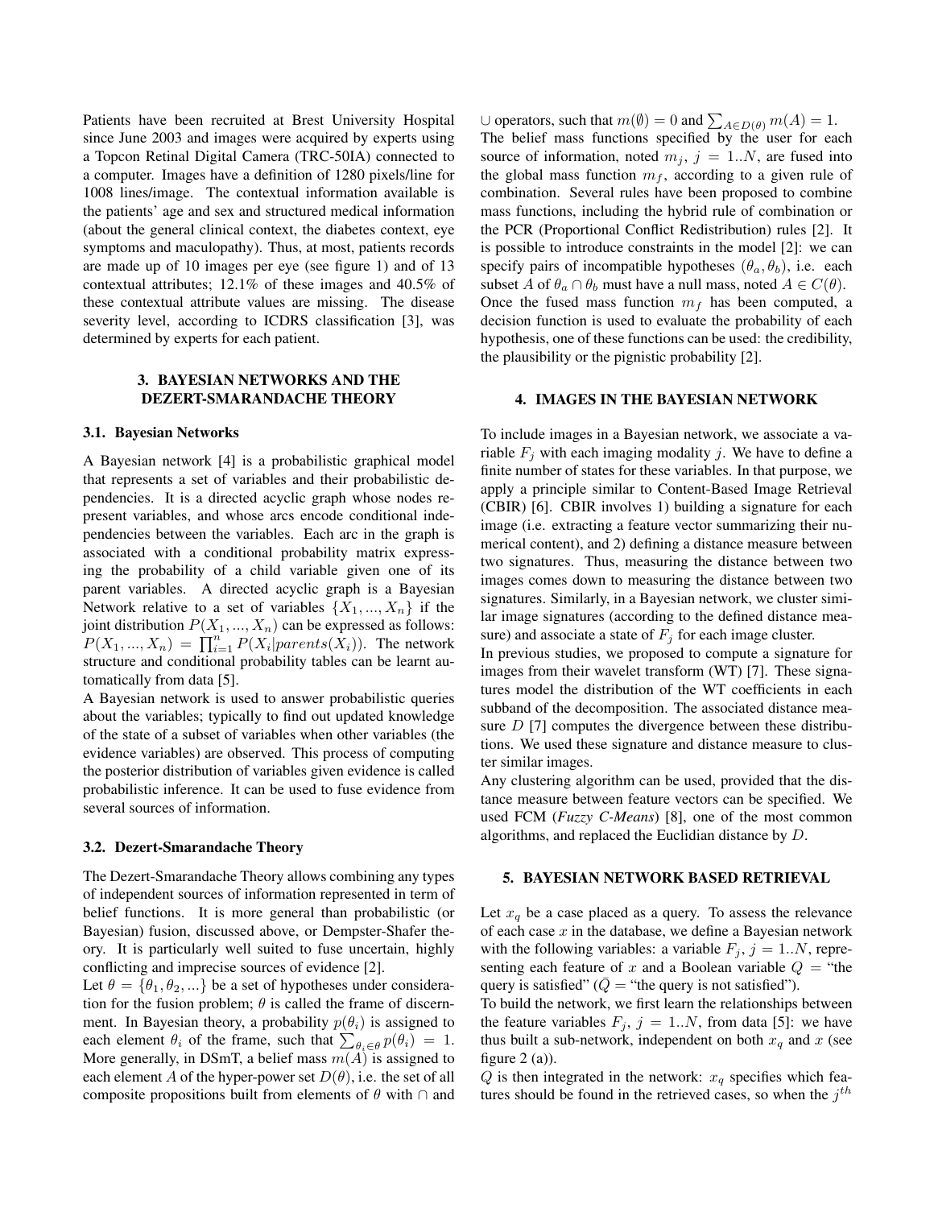Patients have been recruited at Brest University Hospital since June 2003 and images were acquired by experts using a Topcon Retinal Digital Camera (TRC-50IA) connected to a computer. Images have a definition of 1280 pixels/line for 1008 lines/image. The contextual information available is the patients' age and sex and structured medical information (about the general clinical context, the diabetes context, eye symptoms and maculopathy). Thus, at most, patients records are made up of 10 images per eye (see figure 1) and of 13 contextual attributes; 12.1% of these images and 40.5% of these contextual attribute values are missing. The disease severity level, according to ICDRS classification [3], was determined by experts for each patient.

## 3. BAYESIAN NETWORKS AND THE DEZERT-SMARANDACHE THEORY

### 3.1. Bayesian Networks

A Bayesian network [4] is a probabilistic graphical model that represents a set of variables and their probabilistic dependencies. It is a directed acyclic graph whose nodes represent variables, and whose arcs encode conditional independencies between the variables. Each arc in the graph is associated with a conditional probability matrix expressing the probability of a child variable given one of its parent variables. A directed acyclic graph is a Bayesian Network relative to a set of variables $\{X_1, ..., X_n\}$ if the joint distribution $P(X_1, ..., X_n)$ can be expressed as follows: $P(X_1, ..., X_n) = \prod_{i=1}^{n} P(X_i|parents(X_i))$. The network structure and conditional probability tables can be learnt automatically from data [5].

A Bayesian network is used to answer probabilistic queries about the variables; typically to find out updated knowledge of the state of a subset of variables when other variables (the evidence variables) are observed. This process of computing the posterior distribution of variables given evidence is called probabilistic inference. It can be used to fuse evidence from several sources of information.

### 3.2. Dezert-Smarandache Theory

The Dezert-Smarandache Theory allows combining any types of independent sources of information represented in term of belief functions. It is more general than probabilistic (or Bayesian) fusion, discussed above, or Dempster-Shafer theory. It is particularly well suited to fuse uncertain, highly conflicting and imprecise sources of evidence [2].

Let $\theta = \{\theta_1, \theta_2, ...\}$ be a set of hypotheses under consideration for the fusion problem; $\theta$ is called the frame of discernment. In Bayesian theory, a probability $p(\theta_i)$ is assigned to each element $\theta_i$ of the frame, such that $\sum_{\theta_i \in \theta} p(\theta_i) = 1$. More generally, in DSmT, a belief mass $m(A)$ is assigned to each element $A$ of the hyper-power set $D(\theta)$, i.e. the set of all composite propositions built from elements of $\theta$ with $\cap$ and $\cup$ operators, such that $m(\emptyset) = 0$ and $\sum_{A \in D(\theta)} m(A) = 1$.

The belief mass functions specified by the user for each source of information, noted $m_j$, $j = 1..N$, are fused into the global mass function $m_f$, according to a given rule of combination. Several rules have been proposed to combine mass functions, including the hybrid rule of combination or the PCR (Proportional Conflict Redistribution) rules [2]. It is possible to introduce constraints in the model [2]: we can specify pairs of incompatible hypotheses $(\theta_a, \theta_b)$, i.e. each subset $A$ of $\theta_a \cap \theta_b$ must have a null mass, noted $A \in C(\theta)$.

Once the fused mass function $m_f$ has been computed, a decision function is used to evaluate the probability of each hypothesis, one of these functions can be used: the credibility, the plausibility or the pignistic probability [2].

## 4. IMAGES IN THE BAYESIAN NETWORK

To include images in a Bayesian network, we associate a variable $F_j$ with each imaging modality $j$. We have to define a finite number of states for these variables. In that purpose, we apply a principle similar to Content-Based Image Retrieval (CBIR) [6]. CBIR involves 1) building a signature for each image (i.e. extracting a feature vector summarizing their numerical content), and 2) defining a distance measure between two signatures. Thus, measuring the distance between two images comes down to measuring the distance between two signatures. Similarly, in a Bayesian network, we cluster similar image signatures (according to the defined distance measure) and associate a state of $F_j$ for each image cluster.

In previous studies, we proposed to compute a signature for images from their wavelet transform (WT) [7]. These signatures model the distribution of the WT coefficients in each subband of the decomposition. The associated distance measure $D$ [7] computes the divergence between these distributions. We used these signature and distance measure to cluster similar images.

Any clustering algorithm can be used, provided that the distance measure between feature vectors can be specified. We used FCM (*Fuzzy C-Means*) [8], one of the most common algorithms, and replaced the Euclidian distance by $D$.

## 5. BAYESIAN NETWORK BASED RETRIEVAL

Let $x_q$ be a case placed as a query. To assess the relevance of each case $x$ in the database, we define a Bayesian network with the following variables: a variable $F_j$, $j = 1..N$, representing each feature of $x$ and a Boolean variable $Q$ = "the query is satisfied" ($\bar{Q}$ = "the query is not satisfied").

To build the network, we first learn the relationships between the feature variables $F_j$, $j = 1..N$, from data [5]: we have thus built a sub-network, independent on both $x_q$ and $x$ (see figure 2 (a)).

$Q$ is then integrated in the network: $x_q$ specifies which features should be found in the retrieved cases, so when the $j^{th}$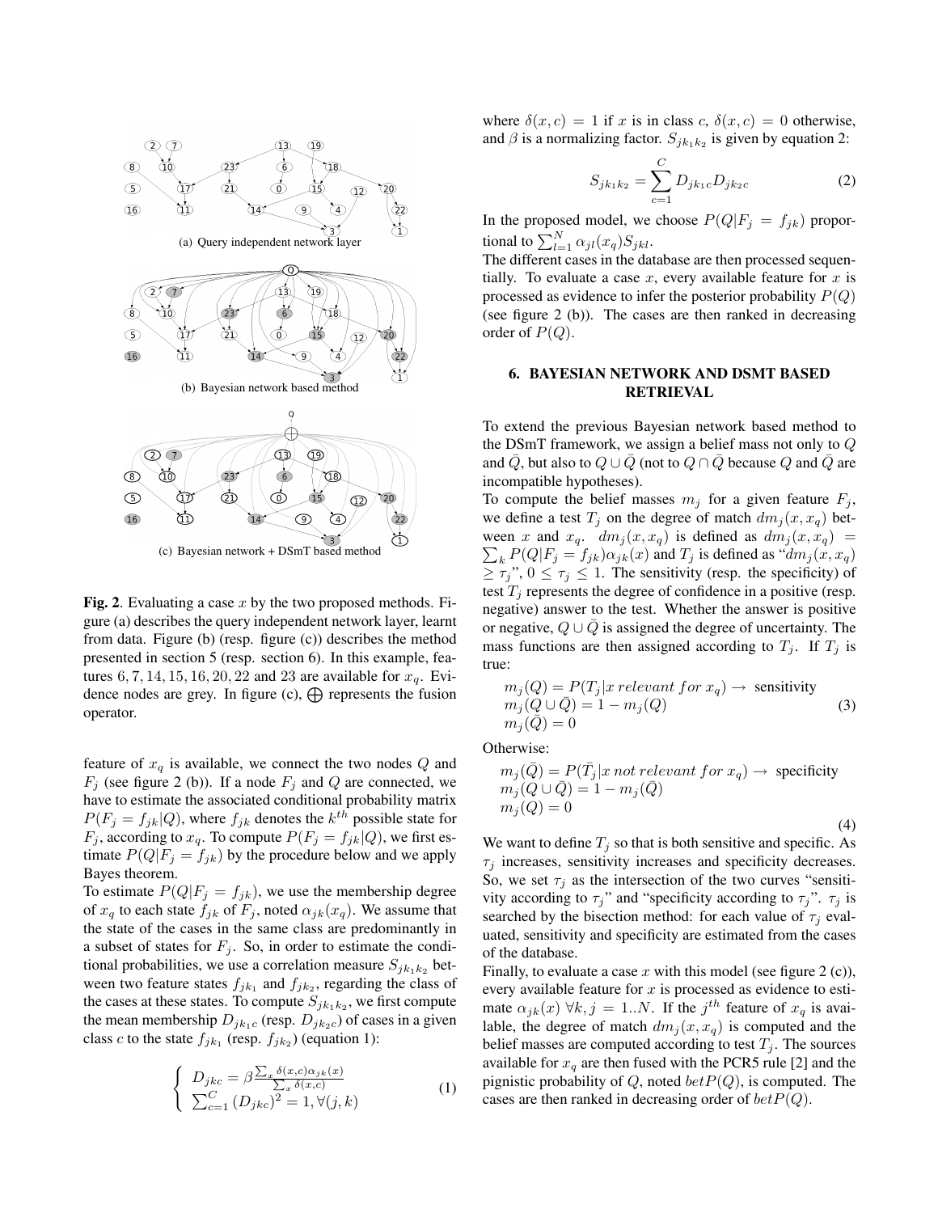(a) Query independent network layer

(b) Bayesian network based method

(c) Bayesian network + DSmT based method

**Fig. 2**. Evaluating a case $x$ by the two proposed methods. Figure (a) describes the query independent network layer, learnt from data. Figure (b) (resp. figure (c)) describes the method presented in section 5 (resp. section 6). In this example, features $6, 7, 14, 15, 16, 20, 22$ and $23$ are available for $x_q$. Evidence nodes are grey. In figure (c), $\bigoplus$ represents the fusion operator.

feature of $x_q$ is available, we connect the two nodes $Q$ and $F_j$ (see figure 2 (b)). If a node $F_j$ and $Q$ are connected, we have to estimate the associated conditional probability matrix $P(F_j = f_{jk}|Q)$, where $f_{jk}$ denotes the $k^{th}$ possible state for $F_j$, according to $x_q$. To compute $P(F_j = f_{jk}|Q)$, we first estimate $P(Q|F_j = f_{jk})$ by the procedure below and we apply Bayes theorem.

To estimate $P(Q|F_j = f_{jk})$, we use the membership degree of $x_q$ to each state $f_{jk}$ of $F_j$, noted $\alpha_{jk}(x_q)$. We assume that the state of the cases in the same class are predominantly in a subset of states for $F_j$. So, in order to estimate the conditional probabilities, we use a correlation measure $S_{jk_1k_2}$ between two feature states $f_{jk_1}$ and $f_{jk_2}$, regarding the class of the cases at these states. To compute $S_{jk_1k_2}$, we first compute the mean membership $D_{jk_1c}$ (resp. $D_{jk_2c}$) of cases in a given class $c$ to the state $f_{jk_1}$ (resp. $f_{jk_2}$) (equation 1):

$$\begin{cases} D_{jkc} = \beta \frac{\sum_x \delta(x,c)\alpha_{jk}(x)}{\sum_x \delta(x,c)} \\ \sum_{c=1}^{C} (D_{jkc})^2 = 1, \forall (j,k) \end{cases} \tag{1}$$

where $\delta(x, c) = 1$ if $x$ is in class $c$, $\delta(x, c) = 0$ otherwise, and $\beta$ is a normalizing factor. $S_{jk_1k_2}$ is given by equation 2:

$$S_{jk_1k_2} = \sum_{c=1}^{C} D_{jk_1c} D_{jk_2c} \tag{2}$$

In the proposed model, we choose $P(Q|F_j = f_{jk})$ proportional to $\sum_{l=1}^{N} \alpha_{jl}(x_q) S_{jkl}$.

The different cases in the database are then processed sequentially. To evaluate a case $x$, every available feature for $x$ is processed as evidence to infer the posterior probability $P(Q)$ (see figure 2 (b)). The cases are then ranked in decreasing order of $P(Q)$.

## 6. BAYESIAN NETWORK AND DSMT BASED RETRIEVAL

To extend the previous Bayesian network based method to the DSmT framework, we assign a belief mass not only to $Q$ and $\bar{Q}$, but also to $Q \cup \bar{Q}$ (not to $Q \cap \bar{Q}$ because $Q$ and $\bar{Q}$ are incompatible hypotheses).

To compute the belief masses $m_j$ for a given feature $F_j$, we define a test $T_j$ on the degree of match $dm_j(x, x_q)$ between $x$ and $x_q$. $dm_j(x, x_q)$ is defined as $dm_j(x, x_q) = \sum_k P(Q|F_j = f_{jk})\alpha_{jk}(x)$ and $T_j$ is defined as "$dm_j(x, x_q) \geq \tau_j$", $0 \leq \tau_j \leq 1$. The sensitivity (resp. the specificity) of test $T_j$ represents the degree of confidence in a positive (resp. negative) answer to the test. Whether the answer is positive or negative, $Q \cup \bar{Q}$ is assigned the degree of uncertainty. The mass functions are then assigned according to $T_j$. If $T_j$ is true:

$$\begin{array}{l} m_j(Q) = P(T_j|x\ relevant\ for\ x_q) \rightarrow \text{ sensitivity} \\ m_j(Q \cup \bar{Q}) = 1 - m_j(Q) \\ m_j(\bar{Q}) = 0 \end{array} \tag{3}$$

Otherwise:

$$\begin{array}{l} m_j(\bar{Q}) = P(\bar{T}_j|x\ not\ relevant\ for\ x_q) \rightarrow \text{ specificity} \\ m_j(Q \cup \bar{Q}) = 1 - m_j(\bar{Q}) \\ m_j(Q) = 0 \end{array} \tag{4}$$

We want to define $T_j$ so that is both sensitive and specific. As $\tau_j$ increases, sensitivity increases and specificity decreases. So, we set $\tau_j$ as the intersection of the two curves "sensitivity according to $\tau_j$" and "specificity according to $\tau_j$". $\tau_j$ is searched by the bisection method: for each value of $\tau_j$ evaluated, sensitivity and specificity are estimated from the cases of the database.

Finally, to evaluate a case $x$ with this model (see figure 2 (c)), every available feature for $x$ is processed as evidence to estimate $\alpha_{jk}(x)$ $\forall k, j = 1..N$. If the $j^{th}$ feature of $x_q$ is available, the degree of match $dm_j(x, x_q)$ is computed and the belief masses are computed according to test $T_j$. The sources available for $x_q$ are then fused with the PCR5 rule [2] and the pignistic probability of $Q$, noted $betP(Q)$, is computed. The cases are then ranked in decreasing order of $betP(Q)$.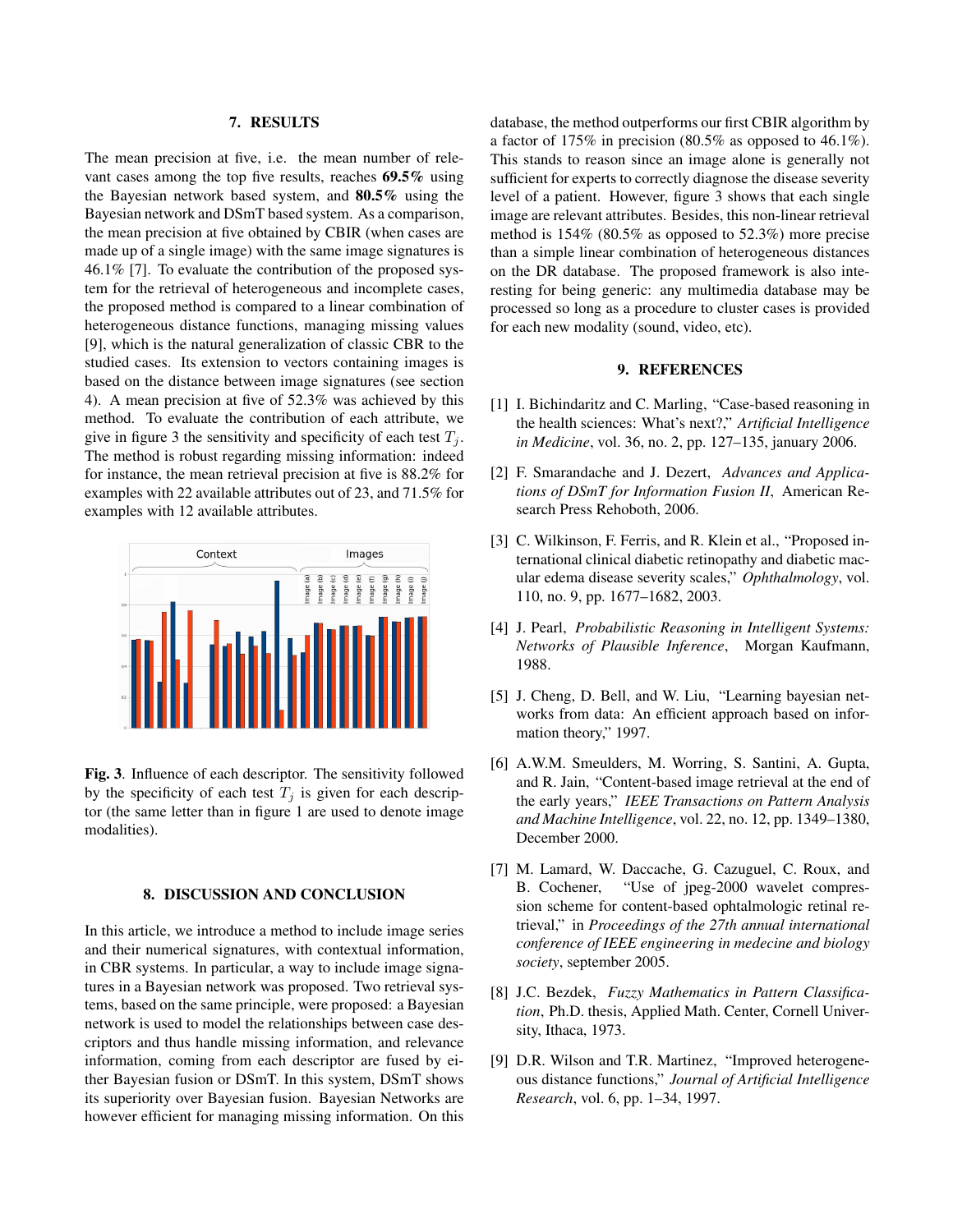## 7. RESULTS

The mean precision at five, i.e. the mean number of relevant cases among the top five results, reaches **69.5%** using the Bayesian network based system, and **80.5%** using the Bayesian network and DSmT based system. As a comparison, the mean precision at five obtained by CBIR (when cases are made up of a single image) with the same image signatures is 46.1% [7]. To evaluate the contribution of the proposed system for the retrieval of heterogeneous and incomplete cases, the proposed method is compared to a linear combination of heterogeneous distance functions, managing missing values [9], which is the natural generalization of classic CBR to the studied cases. Its extension to vectors containing images is based on the distance between image signatures (see section 4). A mean precision at five of 52.3% was achieved by this method. To evaluate the contribution of each attribute, we give in figure 3 the sensitivity and specificity of each test $T_j$. The method is robust regarding missing information: indeed for instance, the mean retrieval precision at five is 88.2% for examples with 22 available attributes out of 23, and 71.5% for examples with 12 available attributes.

Context

Images

image (a)
image (b)
image (c)
image (d)
image (e)
image (f)
image (g)
image (h)
image (i)
image (j)

**Fig. 3**. Influence of each descriptor. The sensitivity followed by the specificity of each test $T_j$ is given for each descriptor (the same letter than in figure 1 are used to denote image modalities).

## 8. DISCUSSION AND CONCLUSION

In this article, we introduce a method to include image series and their numerical signatures, with contextual information, in CBR systems. In particular, a way to include image signatures in a Bayesian network was proposed. Two retrieval systems, based on the same principle, were proposed: a Bayesian network is used to model the relationships between case descriptors and thus handle missing information, and relevance information, coming from each descriptor are fused by either Bayesian fusion or DSmT. In this system, DSmT shows its superiority over Bayesian fusion. Bayesian Networks are however efficient for managing missing information. On this database, the method outperforms our first CBIR algorithm by a factor of 175% in precision (80.5% as opposed to 46.1%). This stands to reason since an image alone is generally not sufficient for experts to correctly diagnose the disease severity level of a patient. However, figure 3 shows that each single image are relevant attributes. Besides, this non-linear retrieval method is 154% (80.5% as opposed to 52.3%) more precise than a simple linear combination of heterogeneous distances on the DR database. The proposed framework is also interesting for being generic: any multimedia database may be processed so long as a procedure to cluster cases is provided for each new modality (sound, video, etc).

## 9. REFERENCES

[1] I. Bichindaritz and C. Marling, "Case-based reasoning in the health sciences: What's next?," *Artificial Intelligence in Medicine*, vol. 36, no. 2, pp. 127–135, january 2006.

[2] F. Smarandache and J. Dezert, *Advances and Applications of DSmT for Information Fusion II*, American Research Press Rehoboth, 2006.

[3] C. Wilkinson, F. Ferris, and R. Klein et al., "Proposed international clinical diabetic retinopathy and diabetic macular edema disease severity scales," *Ophthalmology*, vol. 110, no. 9, pp. 1677–1682, 2003.

[4] J. Pearl, *Probabilistic Reasoning in Intelligent Systems: Networks of Plausible Inference*, Morgan Kaufmann, 1988.

[5] J. Cheng, D. Bell, and W. Liu, "Learning bayesian networks from data: An efficient approach based on information theory," 1997.

[6] A.W.M. Smeulders, M. Worring, S. Santini, A. Gupta, and R. Jain, "Content-based image retrieval at the end of the early years," *IEEE Transactions on Pattern Analysis and Machine Intelligence*, vol. 22, no. 12, pp. 1349–1380, December 2000.

[7] M. Lamard, W. Daccache, G. Cazuguel, C. Roux, and B. Cochener, "Use of jpeg-2000 wavelet compression scheme for content-based ophtalmologic retinal retrieval," in *Proceedings of the 27th annual international conference of IEEE engineering in medecine and biology society*, september 2005.

[8] J.C. Bezdek, *Fuzzy Mathematics in Pattern Classification*, Ph.D. thesis, Applied Math. Center, Cornell University, Ithaca, 1973.

[9] D.R. Wilson and T.R. Martinez, "Improved heterogeneous distance functions," *Journal of Artificial Intelligence Research*, vol. 6, pp. 1–34, 1997.